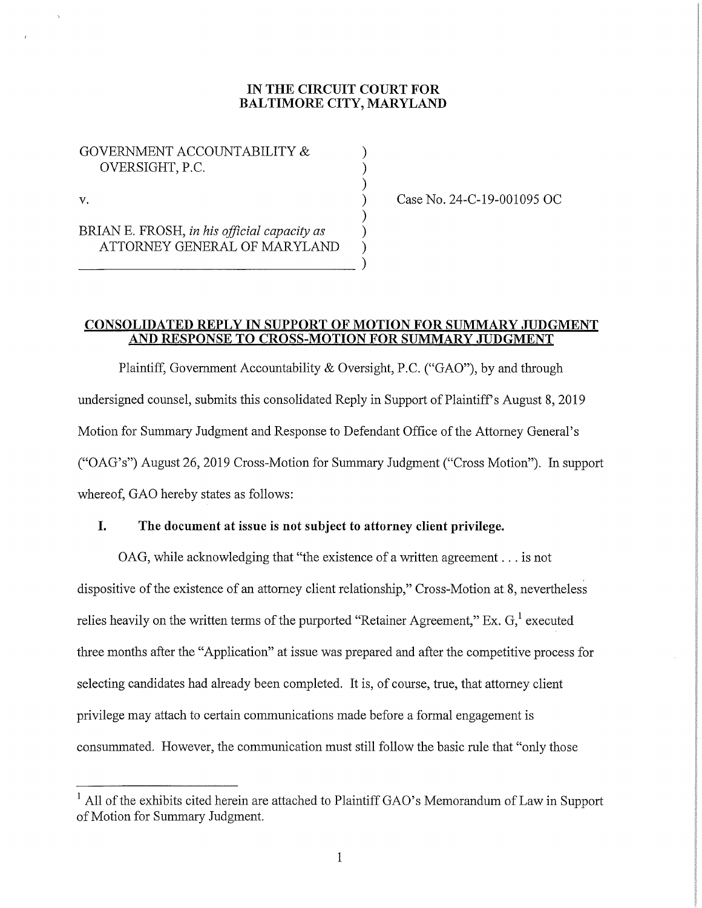**IN THE CIRCUIT COURT FOR BALTIMORE CITY, MARYLAND**

GOVERNMENT ACCOUNTABILITY & OVERSIGHT, P.C.

v.

BRIAN E. FROSH, *in his official capacity as* ATTORNEY GENERAL OF MARYLAND

Case No. 24-C-19-001095 OC

**CONSOLIDATED REPLY IN SUPPORT OF MOTION FOR SUMMARY JUDGMENT AND RESPONSE TO CROSS-MOTION FOR SUMMARY JUDGMENT**

Plaintiff, Government Accountability & Oversight, P.C. ("GAO"), by and through undersigned counsel, submits this consolidated Reply in Support of Plaintiff's August 8, 2019 Motion for Summary Judgment and Response to Defendant Office of the Attorney General's ("OAG's") August 26, 2019 Cross-Motion for Summary Judgment ("Cross Motion"). In support whereof, GAO hereby states as follows:

## I. The document at issue is not subject to attorney client privilege.

OAG, while acknowledging that "the existence of a written agreement . . . is not dispositive of the existence of an attorney client relationship," Cross-Motion at 8, nevertheless relies heavily on the written terms of the purported "Retainer Agreement," Ex. G,[1] executed three months after the "Application" at issue was prepared and after the competitive process for selecting candidates had already been completed. It is, of course, true, that attorney client privilege may attach to certain communications made before a formal engagement is consummated. However, the communication must still follow the basic rule that "only those

[1] All of the exhibits cited herein are attached to Plaintiff GAO's Memorandum of Law in Support of Motion for Summary Judgment.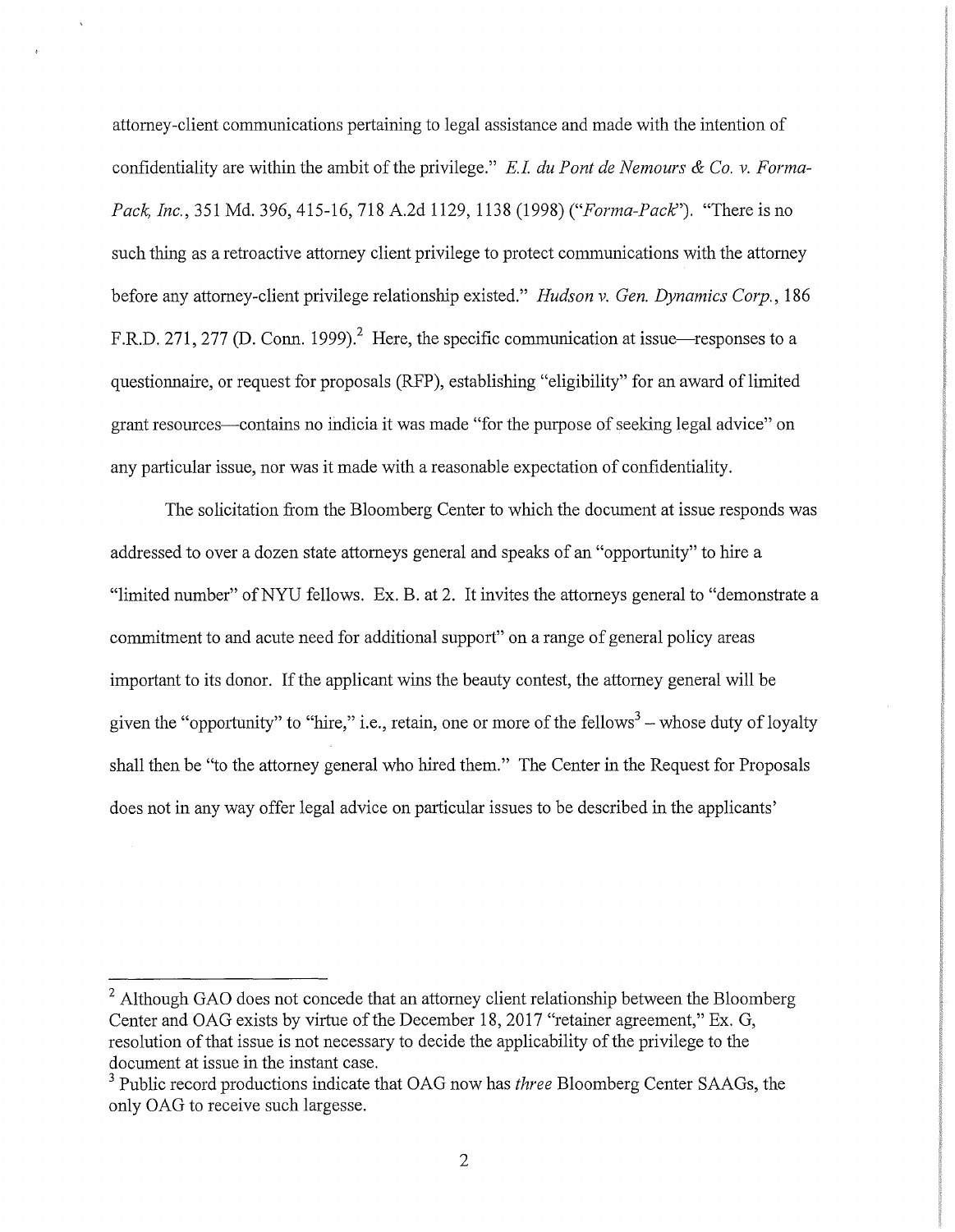attorney-client communications pertaining to legal assistance and made with the intention of confidentiality are within the ambit of the privilege." *E.I. du Pont de Nemours & Co. v. Forma-Pack, Inc.*, 351 Md. 396, 415-16, 718 A.2d 1129, 1138 (1998) ("*Forma-Pack*"). "There is no such thing as a retroactive attorney client privilege to protect communications with the attorney before any attorney-client privilege relationship existed." *Hudson v. Gen. Dynamics Corp.*, 186 F.R.D. 271, 277 (D. Conn. 1999).[2] Here, the specific communication at issue—responses to a questionnaire, or request for proposals (RFP), establishing "eligibility" for an award of limited grant resources—contains no indicia it was made "for the purpose of seeking legal advice" on any particular issue, nor was it made with a reasonable expectation of confidentiality.

The solicitation from the Bloomberg Center to which the document at issue responds was addressed to over a dozen state attorneys general and speaks of an "opportunity" to hire a "limited number" of NYU fellows. Ex. B. at 2. It invites the attorneys general to "demonstrate a commitment to and acute need for additional support" on a range of general policy areas important to its donor. If the applicant wins the beauty contest, the attorney general will be given the "opportunity" to "hire," i.e., retain, one or more of the fellows[3] – whose duty of loyalty shall then be "to the attorney general who hired them." The Center in the Request for Proposals does not in any way offer legal advice on particular issues to be described in the applicants'

---

[2] Although GAO does not concede that an attorney client relationship between the Bloomberg Center and OAG exists by virtue of the December 18, 2017 "retainer agreement," Ex. G, resolution of that issue is not necessary to decide the applicability of the privilege to the document at issue in the instant case.

[3] Public record productions indicate that OAG now has *three* Bloomberg Center SAAGs, the only OAG to receive such largesse.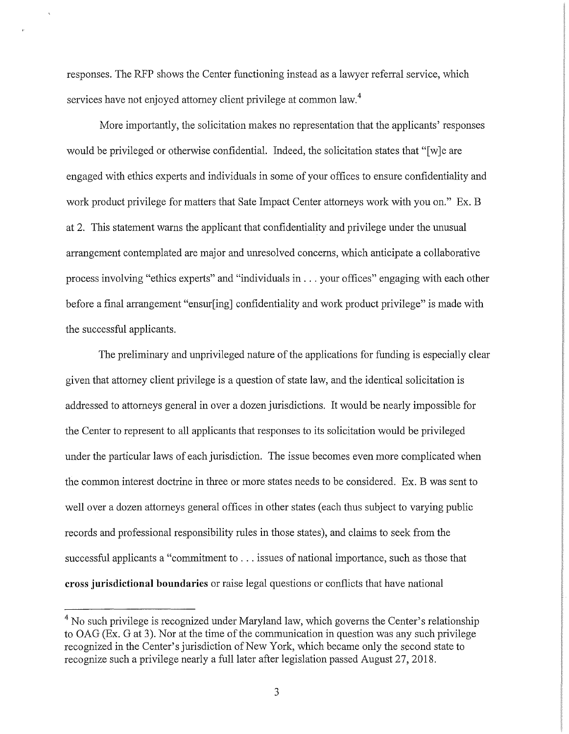responses. The RFP shows the Center functioning instead as a lawyer referral service, which services have not enjoyed attorney client privilege at common law.[4]

More importantly, the solicitation makes no representation that the applicants' responses would be privileged or otherwise confidential. Indeed, the solicitation states that "[w]e are engaged with ethics experts and individuals in some of your offices to ensure confidentiality and work product privilege for matters that Sate Impact Center attorneys work with you on." Ex. B at 2. This statement warns the applicant that confidentiality and privilege under the unusual arrangement contemplated are major and unresolved concerns, which anticipate a collaborative process involving "ethics experts" and "individuals in . . . your offices" engaging with each other before a final arrangement "ensur[ing] confidentiality and work product privilege" is made with the successful applicants.

The preliminary and unprivileged nature of the applications for funding is especially clear given that attorney client privilege is a question of state law, and the identical solicitation is addressed to attorneys general in over a dozen jurisdictions. It would be nearly impossible for the Center to represent to all applicants that responses to its solicitation would be privileged under the particular laws of each jurisdiction. The issue becomes even more complicated when the common interest doctrine in three or more states needs to be considered. Ex. B was sent to well over a dozen attorneys general offices in other states (each thus subject to varying public records and professional responsibility rules in those states), and claims to seek from the successful applicants a "commitment to . . . issues of national importance, such as those that **cross jurisdictional boundaries** or raise legal questions or conflicts that have national

---

[4] No such privilege is recognized under Maryland law, which governs the Center's relationship to OAG (Ex. G at 3). Nor at the time of the communication in question was any such privilege recognized in the Center's jurisdiction of New York, which became only the second state to recognize such a privilege nearly a full later after legislation passed August 27, 2018.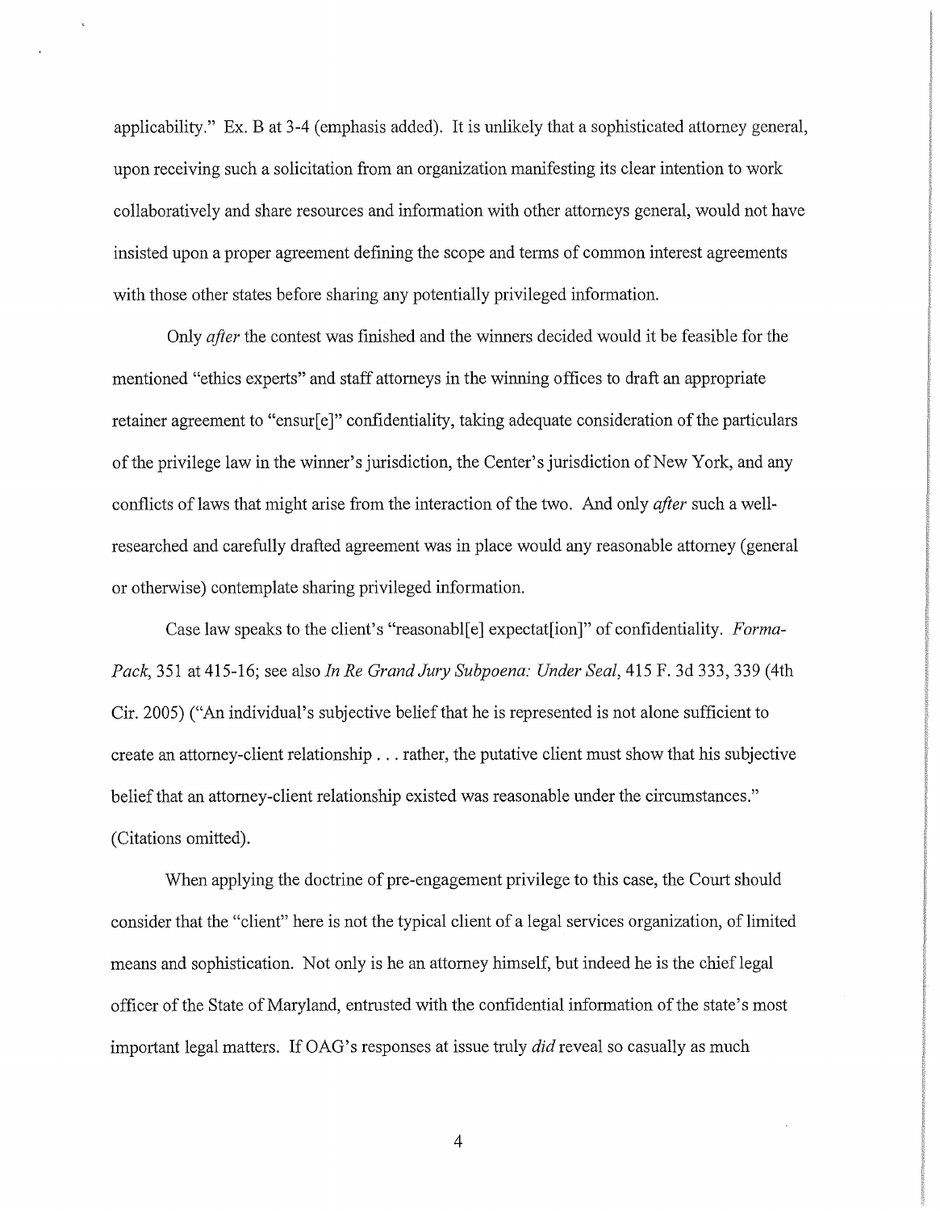applicability." Ex. B at 3-4 (emphasis added). It is unlikely that a sophisticated attorney general, upon receiving such a solicitation from an organization manifesting its clear intention to work collaboratively and share resources and information with other attorneys general, would not have insisted upon a proper agreement defining the scope and terms of common interest agreements with those other states before sharing any potentially privileged information.

Only *after* the contest was finished and the winners decided would it be feasible for the mentioned "ethics experts" and staff attorneys in the winning offices to draft an appropriate retainer agreement to "ensur[e]" confidentiality, taking adequate consideration of the particulars of the privilege law in the winner's jurisdiction, the Center's jurisdiction of New York, and any conflicts of laws that might arise from the interaction of the two. And only *after* such a well-researched and carefully drafted agreement was in place would any reasonable attorney (general or otherwise) contemplate sharing privileged information.

Case law speaks to the client's "reasonabl[e] expectat[ion]" of confidentiality. *Forma-Pack*, 351 at 415-16; see also *In Re Grand Jury Subpoena: Under Seal*, 415 F. 3d 333, 339 (4th Cir. 2005) ("An individual's subjective belief that he is represented is not alone sufficient to create an attorney-client relationship . . . rather, the putative client must show that his subjective belief that an attorney-client relationship existed was reasonable under the circumstances." (Citations omitted).

When applying the doctrine of pre-engagement privilege to this case, the Court should consider that the "client" here is not the typical client of a legal services organization, of limited means and sophistication. Not only is he an attorney himself, but indeed he is the chief legal officer of the State of Maryland, entrusted with the confidential information of the state's most important legal matters. If OAG's responses at issue truly *did* reveal so casually as much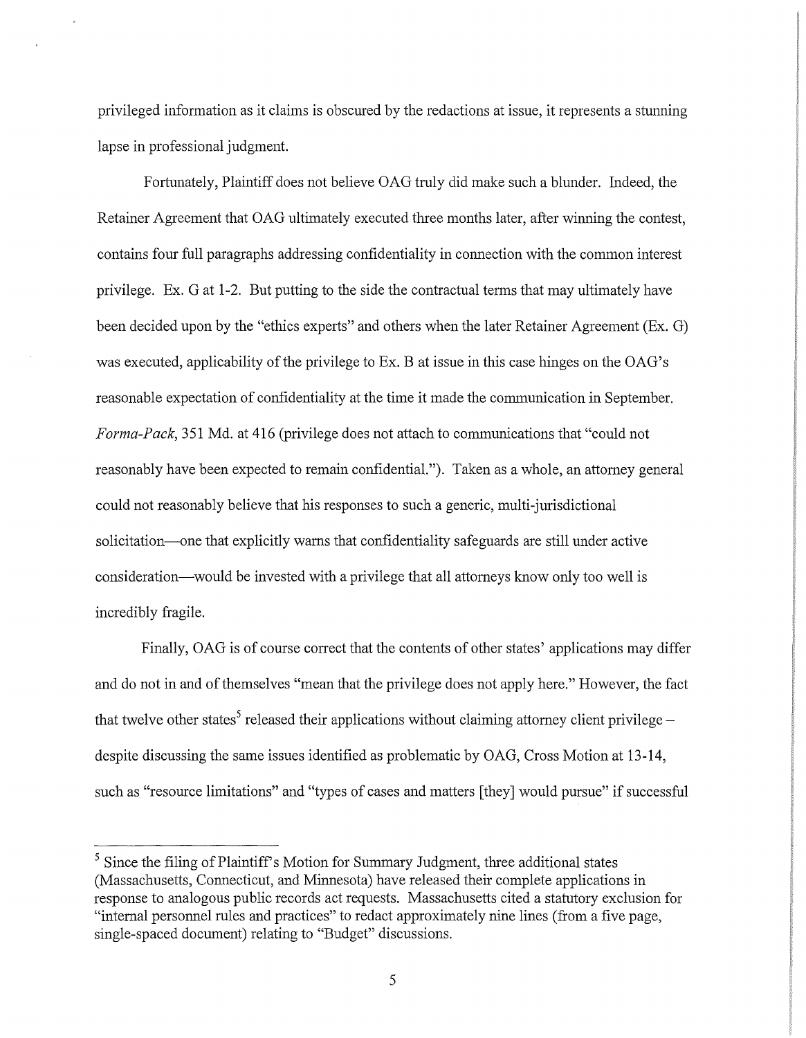privileged information as it claims is obscured by the redactions at issue, it represents a stunning lapse in professional judgment.

Fortunately, Plaintiff does not believe OAG truly did make such a blunder. Indeed, the Retainer Agreement that OAG ultimately executed three months later, after winning the contest, contains four full paragraphs addressing confidentiality in connection with the common interest privilege. Ex. G at 1-2. But putting to the side the contractual terms that may ultimately have been decided upon by the "ethics experts" and others when the later Retainer Agreement (Ex. G) was executed, applicability of the privilege to Ex. B at issue in this case hinges on the OAG's reasonable expectation of confidentiality at the time it made the communication in September. *Forma-Pack*, 351 Md. at 416 (privilege does not attach to communications that "could not reasonably have been expected to remain confidential."). Taken as a whole, an attorney general could not reasonably believe that his responses to such a generic, multi-jurisdictional solicitation—one that explicitly warns that confidentiality safeguards are still under active consideration—would be invested with a privilege that all attorneys know only too well is incredibly fragile.

Finally, OAG is of course correct that the contents of other states' applications may differ and do not in and of themselves "mean that the privilege does not apply here." However, the fact that twelve other states[5] released their applications without claiming attorney client privilege – despite discussing the same issues identified as problematic by OAG, Cross Motion at 13-14, such as "resource limitations" and "types of cases and matters [they] would pursue" if successful

---

[5] Since the filing of Plaintiff's Motion for Summary Judgment, three additional states (Massachusetts, Connecticut, and Minnesota) have released their complete applications in response to analogous public records act requests. Massachusetts cited a statutory exclusion for "internal personnel rules and practices" to redact approximately nine lines (from a five page, single-spaced document) relating to "Budget" discussions.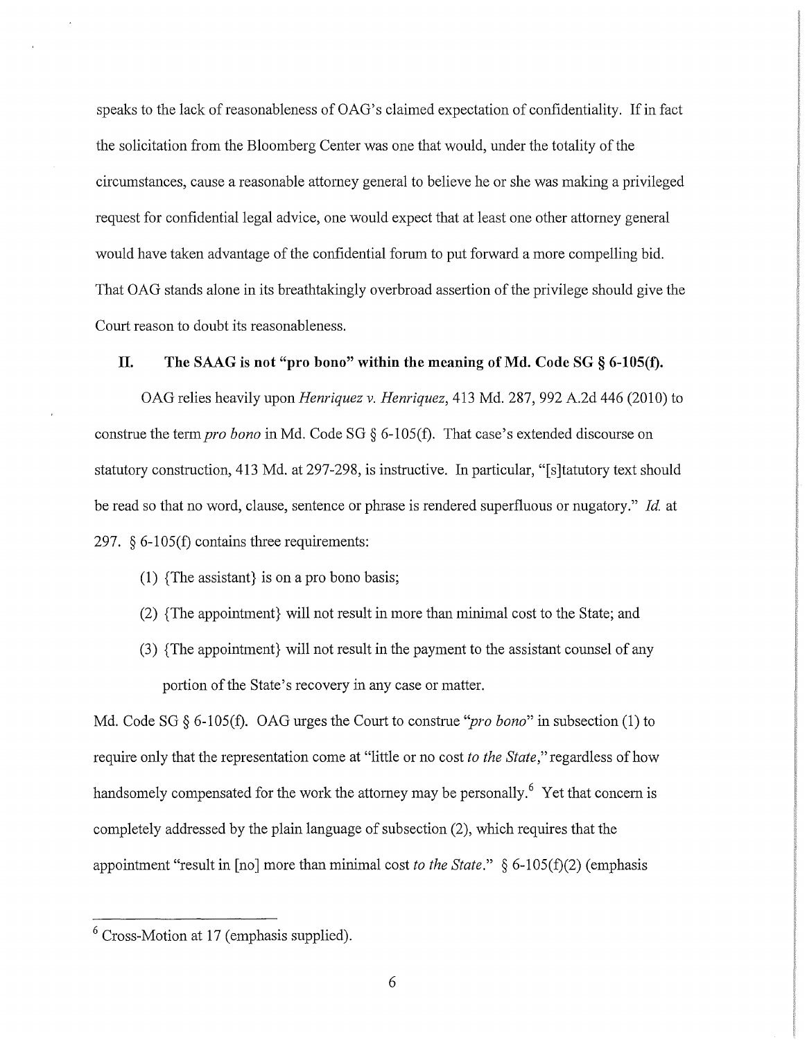speaks to the lack of reasonableness of OAG's claimed expectation of confidentiality. If in fact the solicitation from the Bloomberg Center was one that would, under the totality of the circumstances, cause a reasonable attorney general to believe he or she was making a privileged request for confidential legal advice, one would expect that at least one other attorney general would have taken advantage of the confidential forum to put forward a more compelling bid. That OAG stands alone in its breathtakingly overbroad assertion of the privilege should give the Court reason to doubt its reasonableness.

## II. The SAAG is not "pro bono" within the meaning of Md. Code SG § 6-105(f).

OAG relies heavily upon *Henriquez v. Henriquez*, 413 Md. 287, 992 A.2d 446 (2010) to construe the term *pro bono* in Md. Code SG § 6-105(f). That case's extended discourse on statutory construction, 413 Md. at 297-298, is instructive. In particular, "[s]tatutory text should be read so that no word, clause, sentence or phrase is rendered superfluous or nugatory." *Id.* at 297. § 6-105(f) contains three requirements:

(1) {The assistant} is on a pro bono basis;

(2) {The appointment} will not result in more than minimal cost to the State; and

(3) {The appointment} will not result in the payment to the assistant counsel of any portion of the State's recovery in any case or matter.

Md. Code SG § 6-105(f). OAG urges the Court to construe "*pro bono*" in subsection (1) to require only that the representation come at "little or no cost *to the State*," regardless of how handsomely compensated for the work the attorney may be personally.[6] Yet that concern is completely addressed by the plain language of subsection (2), which requires that the appointment "result in [no] more than minimal cost *to the State*." § 6-105(f)(2) (emphasis

---

[6] Cross-Motion at 17 (emphasis supplied).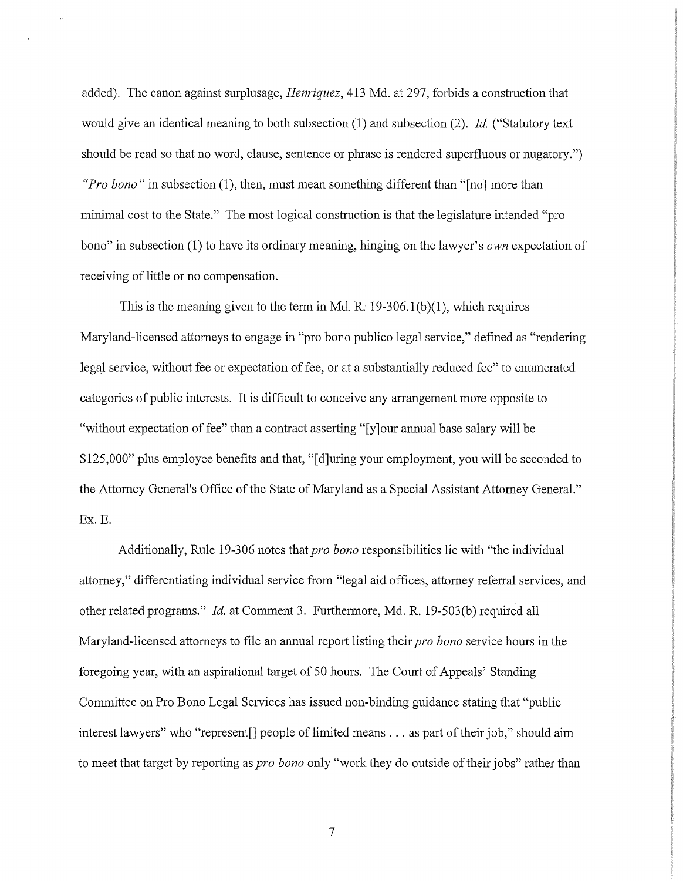added). The canon against surplusage, *Henriquez*, 413 Md. at 297, forbids a construction that would give an identical meaning to both subsection (1) and subsection (2). *Id.* ("Statutory text should be read so that no word, clause, sentence or phrase is rendered superfluous or nugatory.") *"Pro bono"* in subsection (1), then, must mean something different than "[no] more than minimal cost to the State." The most logical construction is that the legislature intended "pro bono" in subsection (1) to have its ordinary meaning, hinging on the lawyer's *own* expectation of receiving of little or no compensation.

This is the meaning given to the term in Md. R. 19-306.1(b)(1), which requires Maryland-licensed attorneys to engage in "pro bono publico legal service," defined as "rendering legal service, without fee or expectation of fee, or at a substantially reduced fee" to enumerated categories of public interests. It is difficult to conceive any arrangement more opposite to "without expectation of fee" than a contract asserting "[y]our annual base salary will be $125,000" plus employee benefits and that, "[d]uring your employment, you will be seconded to the Attorney General's Office of the State of Maryland as a Special Assistant Attorney General." Ex. E.

Additionally, Rule 19-306 notes that *pro bono* responsibilities lie with "the individual attorney," differentiating individual service from "legal aid offices, attorney referral services, and other related programs." *Id.* at Comment 3. Furthermore, Md. R. 19-503(b) required all Maryland-licensed attorneys to file an annual report listing their *pro bono* service hours in the foregoing year, with an aspirational target of 50 hours. The Court of Appeals' Standing Committee on Pro Bono Legal Services has issued non-binding guidance stating that "public interest lawyers" who "represent[] people of limited means . . . as part of their job," should aim to meet that target by reporting as *pro bono* only "work they do outside of their jobs" rather than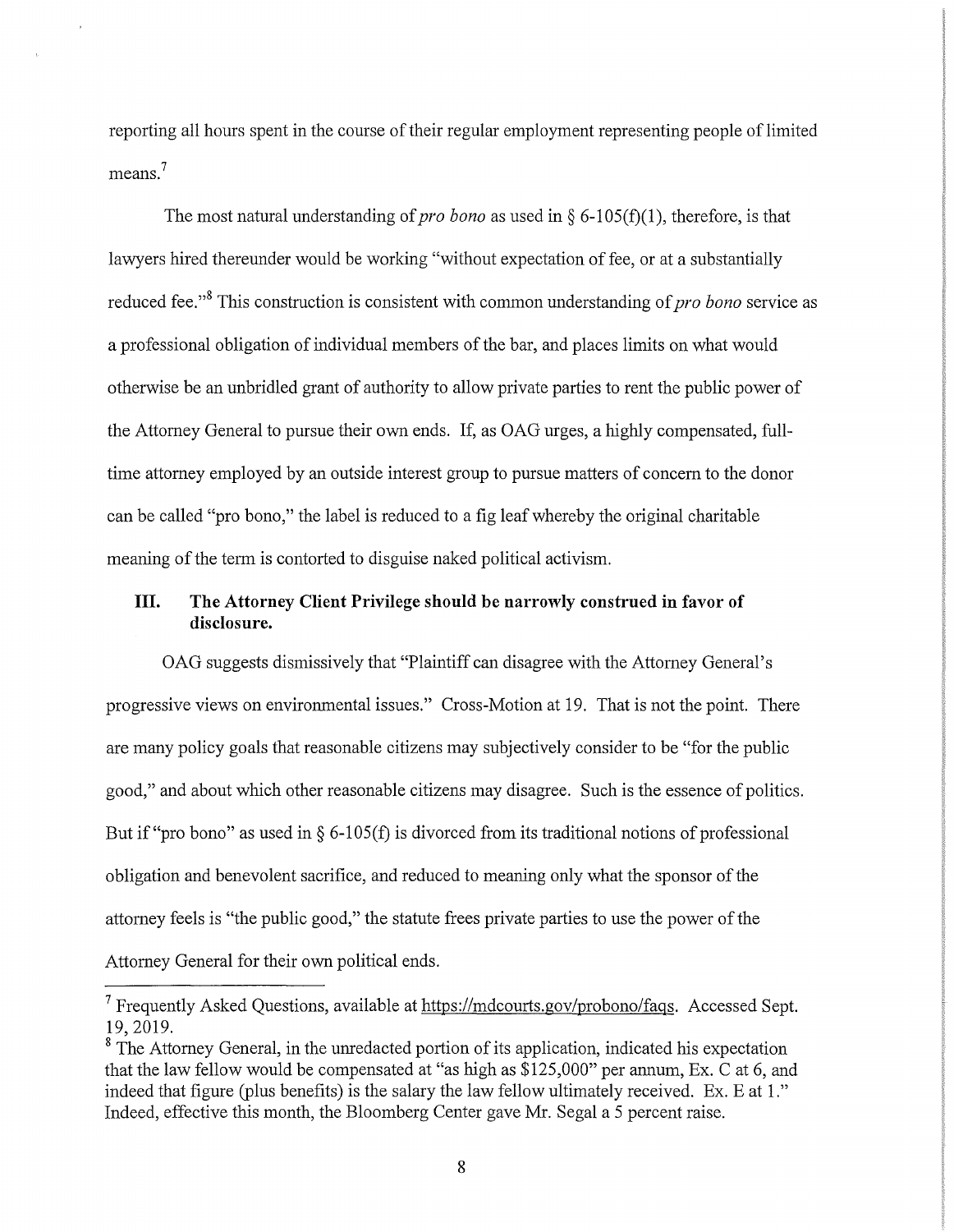reporting all hours spent in the course of their regular employment representing people of limited means.[7]

The most natural understanding of *pro bono* as used in § 6-105(f)(1), therefore, is that lawyers hired thereunder would be working "without expectation of fee, or at a substantially reduced fee."[8] This construction is consistent with common understanding of *pro bono* service as a professional obligation of individual members of the bar, and places limits on what would otherwise be an unbridled grant of authority to allow private parties to rent the public power of the Attorney General to pursue their own ends. If, as OAG urges, a highly compensated, full-time attorney employed by an outside interest group to pursue matters of concern to the donor can be called "pro bono," the label is reduced to a fig leaf whereby the original charitable meaning of the term is contorted to disguise naked political activism.

## III. The Attorney Client Privilege should be narrowly construed in favor of disclosure.

OAG suggests dismissively that "Plaintiff can disagree with the Attorney General's progressive views on environmental issues." Cross-Motion at 19. That is not the point. There are many policy goals that reasonable citizens may subjectively consider to be "for the public good," and about which other reasonable citizens may disagree. Such is the essence of politics. But if "pro bono" as used in § 6-105(f) is divorced from its traditional notions of professional obligation and benevolent sacrifice, and reduced to meaning only what the sponsor of the attorney feels is "the public good," the statute frees private parties to use the power of the Attorney General for their own political ends.

---

[7] Frequently Asked Questions, available at https://mdcourts.gov/probono/faqs. Accessed Sept. 19, 2019.

[8] The Attorney General, in the unredacted portion of its application, indicated his expectation that the law fellow would be compensated at "as high as $125,000" per annum, Ex. C at 6, and indeed that figure (plus benefits) is the salary the law fellow ultimately received. Ex. E at 1." Indeed, effective this month, the Bloomberg Center gave Mr. Segal a 5 percent raise.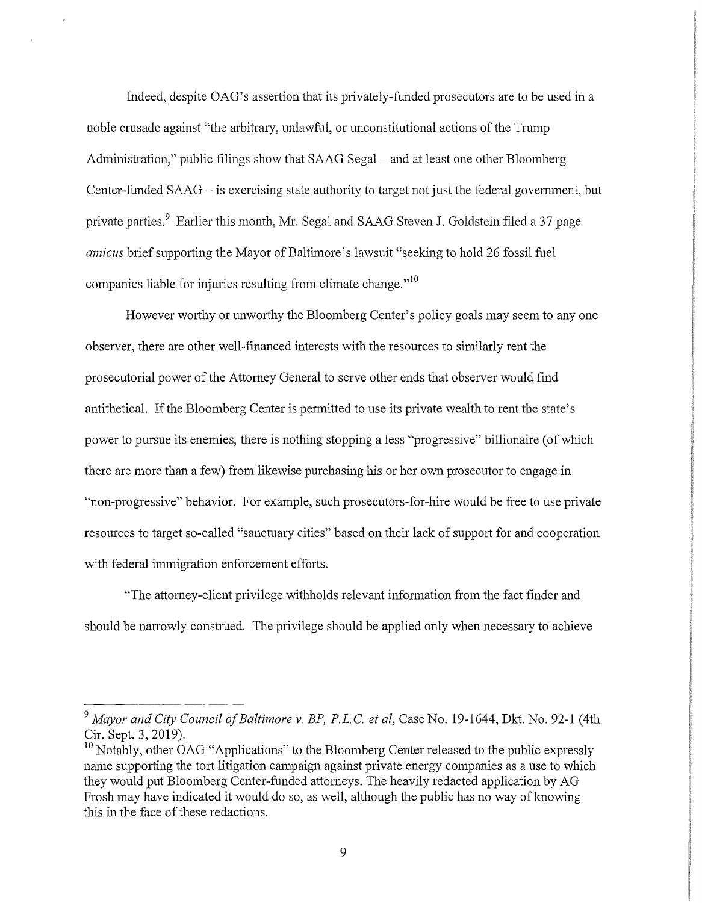Indeed, despite OAG's assertion that its privately-funded prosecutors are to be used in a noble crusade against "the arbitrary, unlawful, or unconstitutional actions of the Trump Administration," public filings show that SAAG Segal – and at least one other Bloomberg Center-funded SAAG – is exercising state authority to target not just the federal government, but private parties.[9] Earlier this month, Mr. Segal and SAAG Steven J. Goldstein filed a 37 page *amicus* brief supporting the Mayor of Baltimore's lawsuit "seeking to hold 26 fossil fuel companies liable for injuries resulting from climate change."[10]

However worthy or unworthy the Bloomberg Center's policy goals may seem to any one observer, there are other well-financed interests with the resources to similarly rent the prosecutorial power of the Attorney General to serve other ends that observer would find antithetical. If the Bloomberg Center is permitted to use its private wealth to rent the state's power to pursue its enemies, there is nothing stopping a less "progressive" billionaire (of which there are more than a few) from likewise purchasing his or her own prosecutor to engage in "non-progressive" behavior. For example, such prosecutors-for-hire would be free to use private resources to target so-called "sanctuary cities" based on their lack of support for and cooperation with federal immigration enforcement efforts.

"The attorney-client privilege withholds relevant information from the fact finder and should be narrowly construed. The privilege should be applied only when necessary to achieve

---

[9] *Mayor and City Council of Baltimore v. BP, P.L.C. et al*, Case No. 19-1644, Dkt. No. 92-1 (4th Cir. Sept. 3, 2019).

[10] Notably, other OAG "Applications" to the Bloomberg Center released to the public expressly name supporting the tort litigation campaign against private energy companies as a use to which they would put Bloomberg Center-funded attorneys. The heavily redacted application by AG Frosh may have indicated it would do so, as well, although the public has no way of knowing this in the face of these redactions.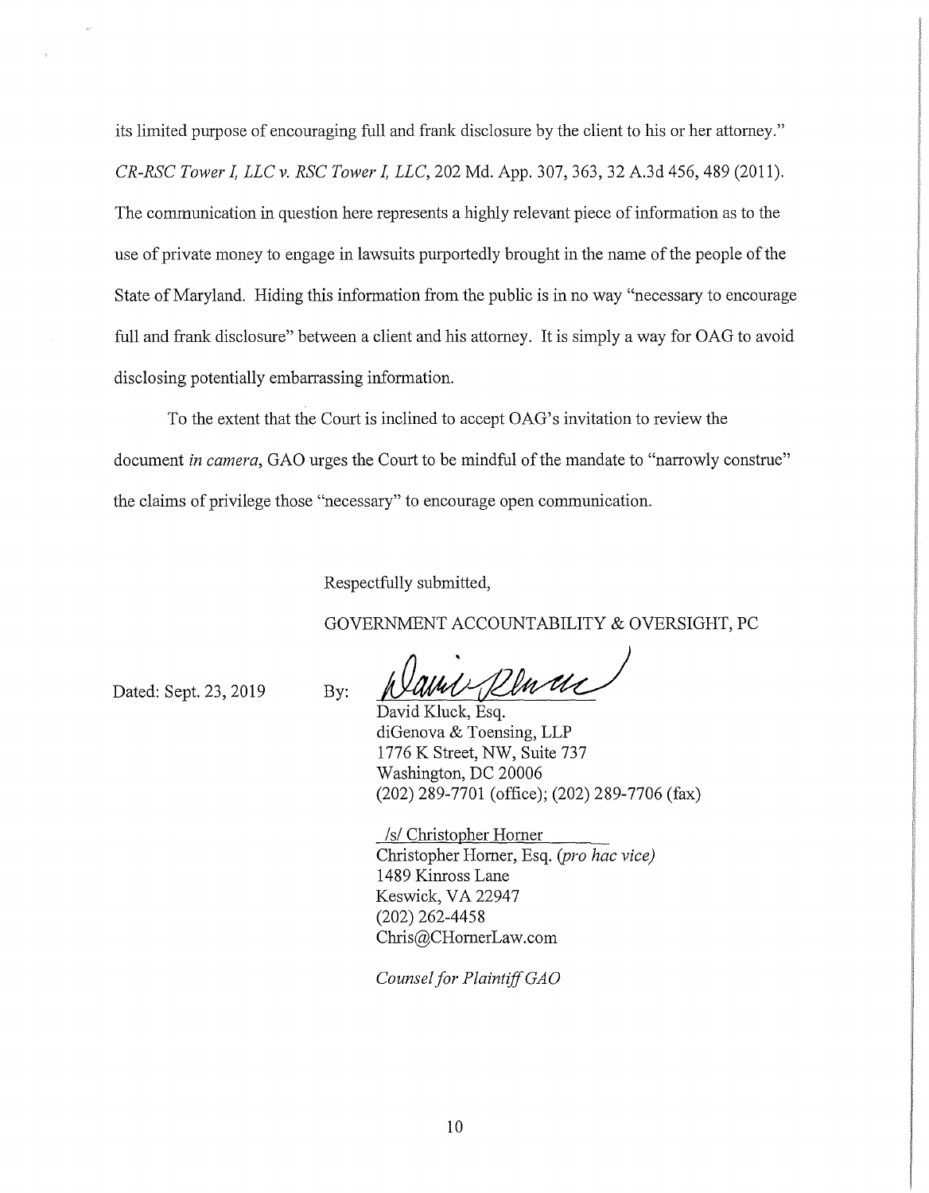its limited purpose of encouraging full and frank disclosure by the client to his or her attorney." *CR-RSC Tower I, LLC v. RSC Tower I, LLC*, 202 Md. App. 307, 363, 32 A.3d 456, 489 (2011). The communication in question here represents a highly relevant piece of information as to the use of private money to engage in lawsuits purportedly brought in the name of the people of the State of Maryland. Hiding this information from the public is in no way "necessary to encourage full and frank disclosure" between a client and his attorney. It is simply a way for OAG to avoid disclosing potentially embarrassing information.

To the extent that the Court is inclined to accept OAG's invitation to review the document *in camera*, GAO urges the Court to be mindful of the mandate to "narrowly construe" the claims of privilege those "necessary" to encourage open communication.

Respectfully submitted,

GOVERNMENT ACCOUNTABILITY & OVERSIGHT, PC

Dated: Sept. 23, 2019

By: David Kluck, Esq.
diGenova & Toensing, LLP
1776 K Street, NW, Suite 737
Washington, DC 20006
(202) 289-7701 (office); (202) 289-7706 (fax)

/s/ Christopher Horner
Christopher Horner, Esq. *(pro hac vice)*
1489 Kinross Lane
Keswick, VA 22947
(202) 262-4458
Chris@CHornerLaw.com

*Counsel for Plaintiff GAO*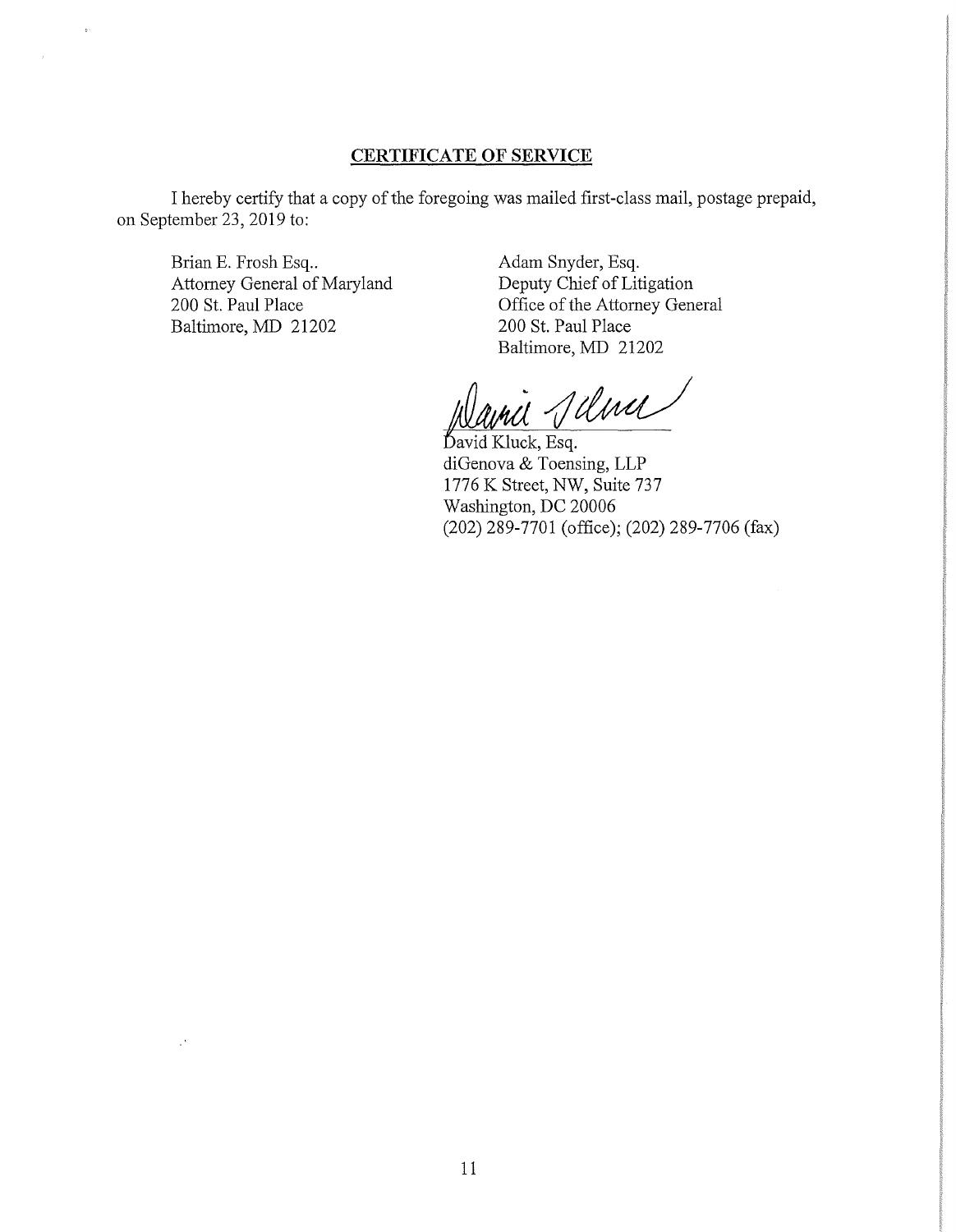## CERTIFICATE OF SERVICE

I hereby certify that a copy of the foregoing was mailed first-class mail, postage prepaid, on September 23, 2019 to:

Brian E. Frosh Esq..
Attorney General of Maryland
200 St. Paul Place
Baltimore, MD 21202

Adam Snyder, Esq.
Deputy Chief of Litigation
Office of the Attorney General
200 St. Paul Place
Baltimore, MD 21202

David Kluck, Esq.
diGenova & Toensing, LLP
1776 K Street, NW, Suite 737
Washington, DC 20006
(202) 289-7701 (office); (202) 289-7706 (fax)